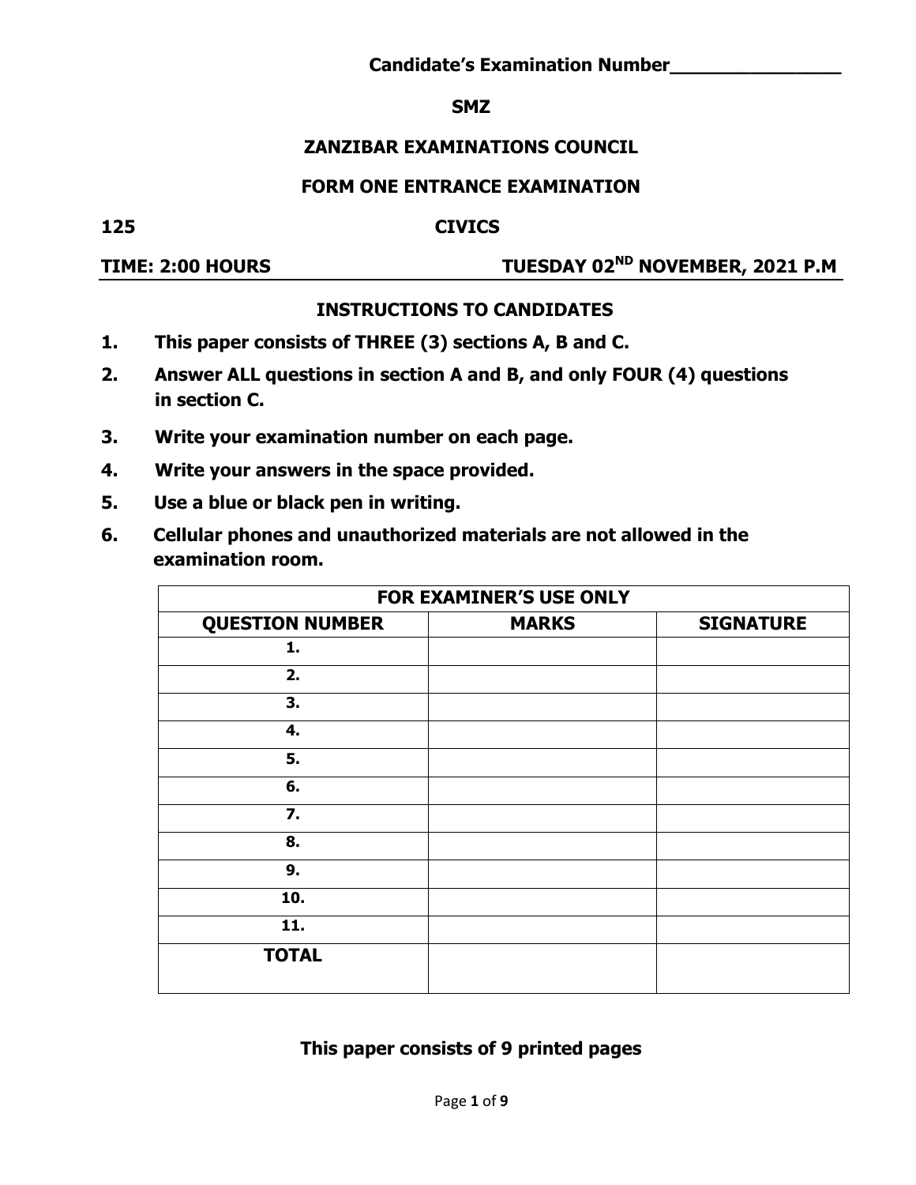**Candidate's Examination Number_______________**

**SMZ**

**ZANZIBAR EXAMINATIONS COUNCIL**

**FORM ONE ENTRANCE EXAMINATION**

**125 CIVICS**

**TIME: 2:00 HOURS TUESDAY 02ND NOVEMBER, 2021 P.M**

## INSTRUCTIONS TO CANDIDATES

1. **This paper consists of THREE (3) sections A, B and C.**
2. **Answer ALL questions in section A and B, and only FOUR (4) questions in section C.**
3. **Write your examination number on each page.**
4. **Write your answers in the space provided.**
5. **Use a blue or black pen in writing.**
6. **Cellular phones and unauthorized materials are not allowed in the examination room.**

| FOR EXAMINER'S USE ONLY | | |
|---|---|---|
| **QUESTION NUMBER** | **MARKS** | **SIGNATURE** |
| **1.** | | |
| **2.** | | |
| **3.** | | |
| **4.** | | |
| **5.** | | |
| **6.** | | |
| **7.** | | |
| **8.** | | |
| **9.** | | |
| **10.** | | |
| **11.** | | |
| **TOTAL** | | |

**This paper consists of 9 printed pages**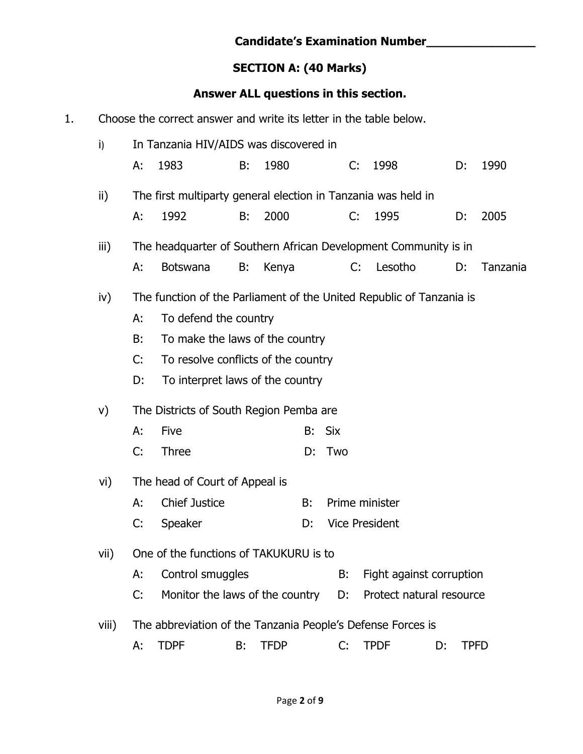**Candidate's Examination Number________________**

## SECTION A: (40 Marks)

**Answer ALL questions in this section.**

1. Choose the correct answer and write its letter in the table below.

   i) In Tanzania HIV/AIDS was discovered in

   A: 1983 B: 1980 C: 1998 D: 1990

   ii) The first multiparty general election in Tanzania was held in

   A: 1992 B: 2000 C: 1995 D: 2005

   iii) The headquarter of Southern African Development Community is in

   A: Botswana B: Kenya C: Lesotho D: Tanzania

   iv) The function of the Parliament of the United Republic of Tanzania is

   A: To defend the country

   B: To make the laws of the country

   C: To resolve conflicts of the country

   D: To interpret laws of the country

   v) The Districts of South Region Pemba are

   A: Five B: Six

   C: Three D: Two

   vi) The head of Court of Appeal is

   A: Chief Justice B: Prime minister

   C: Speaker D: Vice President

   vii) One of the functions of TAKUKURU is to

   A: Control smuggles B: Fight against corruption

   C: Monitor the laws of the country D: Protect natural resource

   viii) The abbreviation of the Tanzania People's Defense Forces is

   A: TDPF B: TFDP C: TPDF D: TPFD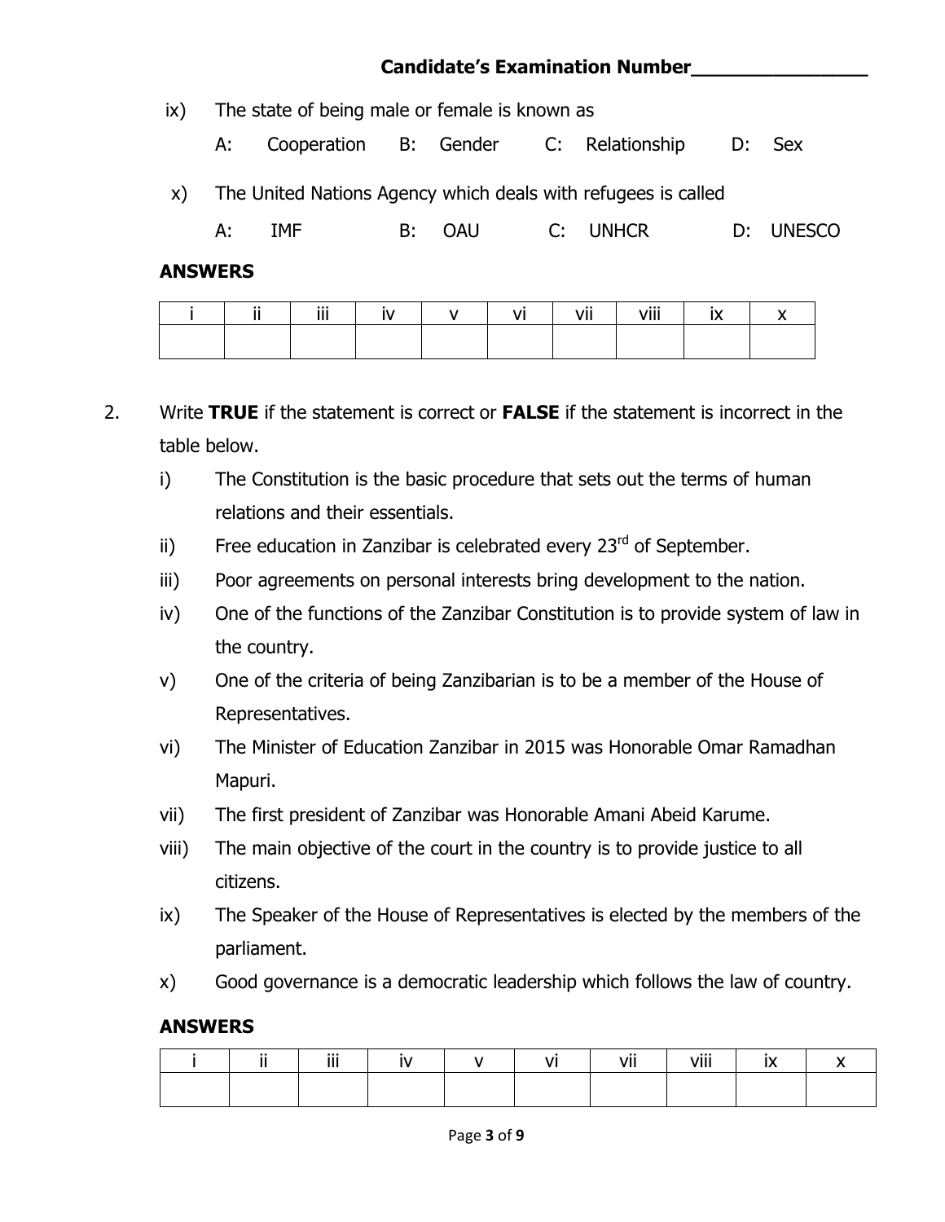**Candidate's Examination Number________________**

ix) The state of being male or female is known as

A: Cooperation B: Gender C: Relationship D: Sex

x) The United Nations Agency which deals with refugees is called

A: IMF B: OAU C: UNHCR D: UNESCO

**ANSWERS**

| i | ii | iii | iv | v | vi | vii | viii | ix | x |
|---|---|---|---|---|---|---|---|---|---|
| | | | | | | | | | |

2. Write **TRUE** if the statement is correct or **FALSE** if the statement is incorrect in the table below.

i) The Constitution is the basic procedure that sets out the terms of human relations and their essentials.

ii) Free education in Zanzibar is celebrated every 23rd of September.

iii) Poor agreements on personal interests bring development to the nation.

iv) One of the functions of the Zanzibar Constitution is to provide system of law in the country.

v) One of the criteria of being Zanzibarian is to be a member of the House of Representatives.

vi) The Minister of Education Zanzibar in 2015 was Honorable Omar Ramadhan Mapuri.

vii) The first president of Zanzibar was Honorable Amani Abeid Karume.

viii) The main objective of the court in the country is to provide justice to all citizens.

ix) The Speaker of the House of Representatives is elected by the members of the parliament.

x) Good governance is a democratic leadership which follows the law of country.

**ANSWERS**

| i | ii | iii | iv | v | vi | vii | viii | ix | x |
|---|---|---|---|---|---|---|---|---|---|
| | | | | | | | | | |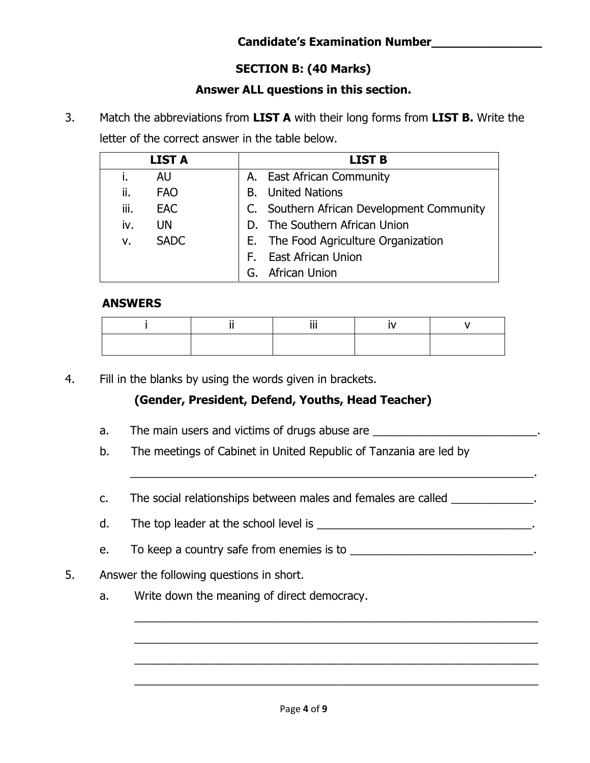**Candidate's Examination Number_______________**

## SECTION B: (40 Marks)

**Answer ALL questions in this section.**

3. Match the abbreviations from **LIST A** with their long forms from **LIST B.** Write the letter of the correct answer in the table below.

| LIST A | LIST B |
|---|---|
| i. AU | A. East African Community |
| ii. FAO | B. United Nations |
| iii. EAC | C. Southern African Development Community |
| iv. UN | D. The Southern African Union |
| v. SADC | E. The Food Agriculture Organization |
| | F. East African Union |
| | G. African Union |

**ANSWERS**

| i | ii | iii | iv | v |
|---|---|---|---|---|
| | | | | |

4. Fill in the blanks by using the words given in brackets.

   **(Gender, President, Defend, Youths, Head Teacher)**

   a. The main users and victims of drugs abuse are _________________________.

   b. The meetings of Cabinet in United Republic of Tanzania are led by _______________________________________________________________.

   c. The social relationships between males and females are called _____________.

   d. The top leader at the school level is _________________________________.

   e. To keep a country safe from enemies is to ____________________________.

5. Answer the following questions in short.

   a. Write down the meaning of direct democracy.

   _______________________________________________________________

   _______________________________________________________________

   _______________________________________________________________

   _______________________________________________________________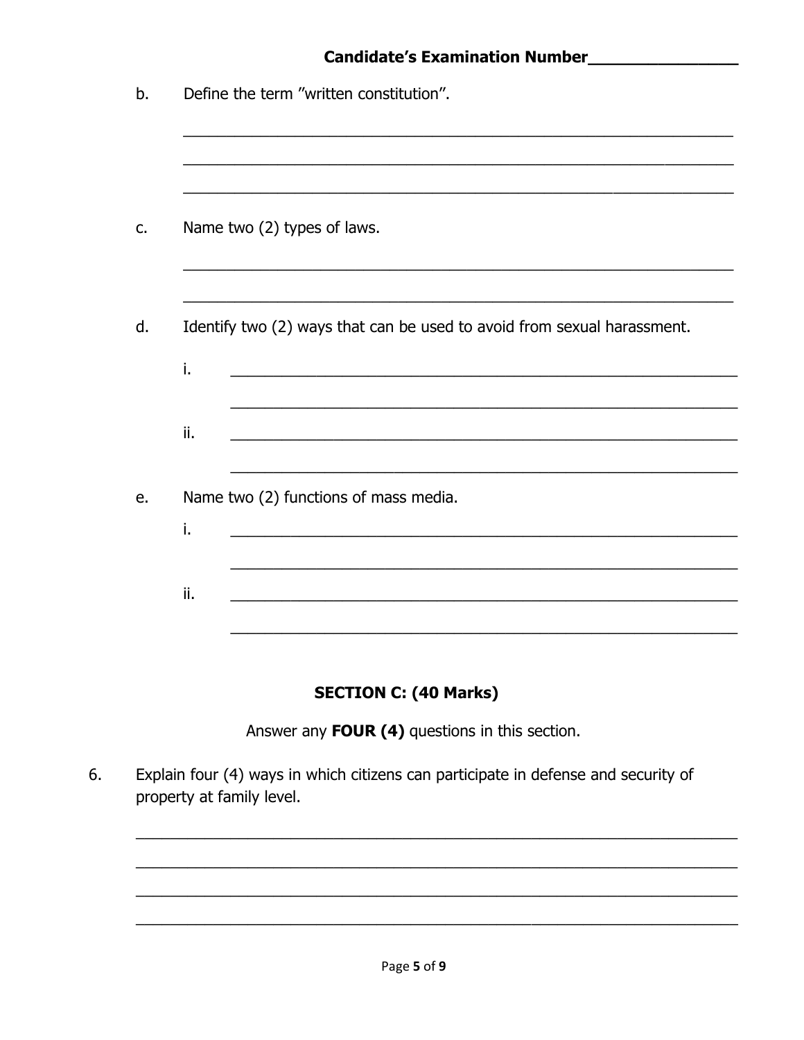Candidate's Examination Number_______________

b. Define the term "written constitution".

_______________________________________________________________

_______________________________________________________________

_______________________________________________________________

c. Name two (2) types of laws.

_______________________________________________________________

_______________________________________________________________

d. Identify two (2) ways that can be used to avoid from sexual harassment.

i. _______________________________________________________________

_______________________________________________________________

ii. _______________________________________________________________

_______________________________________________________________

e. Name two (2) functions of mass media.

i. _______________________________________________________________

_______________________________________________________________

ii. _______________________________________________________________

_______________________________________________________________

## SECTION C: (40 Marks)

Answer any **FOUR (4)** questions in this section.

6. Explain four (4) ways in which citizens can participate in defense and security of property at family level.

_______________________________________________________________

_______________________________________________________________

_______________________________________________________________

_______________________________________________________________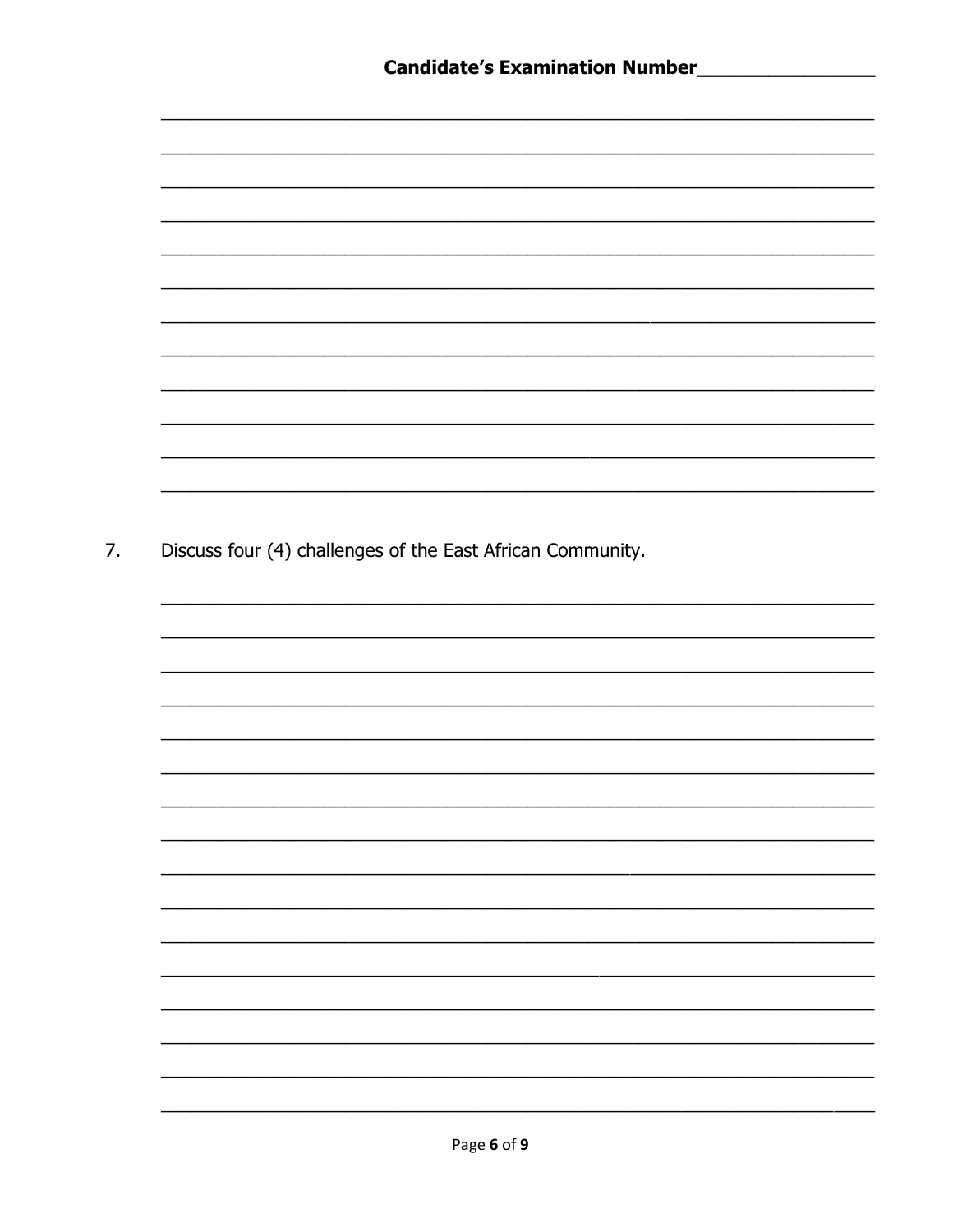**Candidate's Examination Number\_\_\_\_\_\_\_\_\_\_\_\_\_\_\_**

7. Discuss four (4) challenges of the East African Community.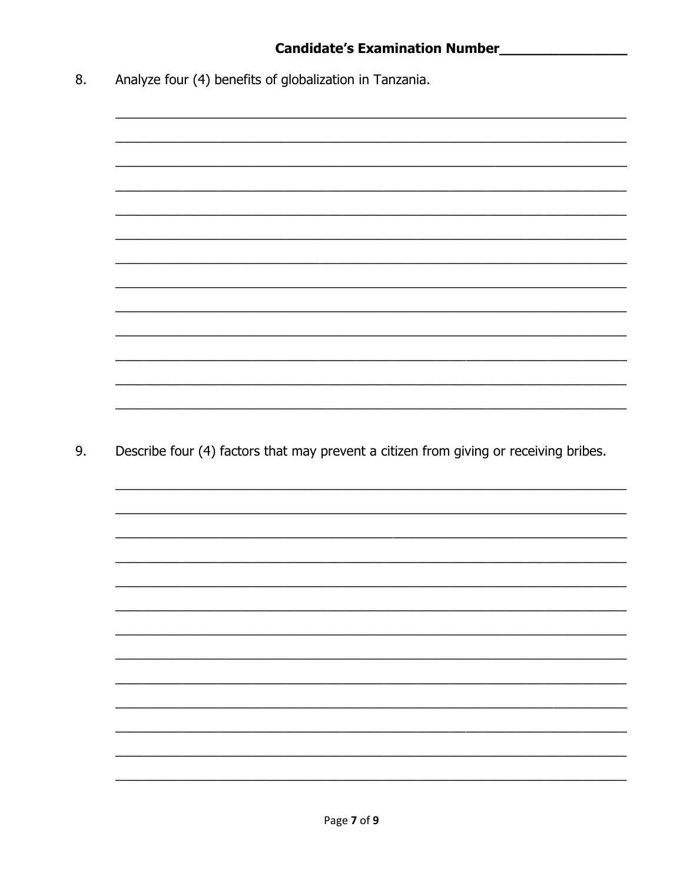**Candidate's Examination Number________________**

8. Analyze four (4) benefits of globalization in Tanzania.

_______________________________________________________________________

_______________________________________________________________________

_______________________________________________________________________

_______________________________________________________________________

_______________________________________________________________________

_______________________________________________________________________

_______________________________________________________________________

_______________________________________________________________________

_______________________________________________________________________

_______________________________________________________________________

_______________________________________________________________________

_______________________________________________________________________

_______________________________________________________________________

9. Describe four (4) factors that may prevent a citizen from giving or receiving bribes.

_______________________________________________________________________

_______________________________________________________________________

_______________________________________________________________________

_______________________________________________________________________

_______________________________________________________________________

_______________________________________________________________________

_______________________________________________________________________

_______________________________________________________________________

_______________________________________________________________________

_______________________________________________________________________

_______________________________________________________________________

_______________________________________________________________________

_______________________________________________________________________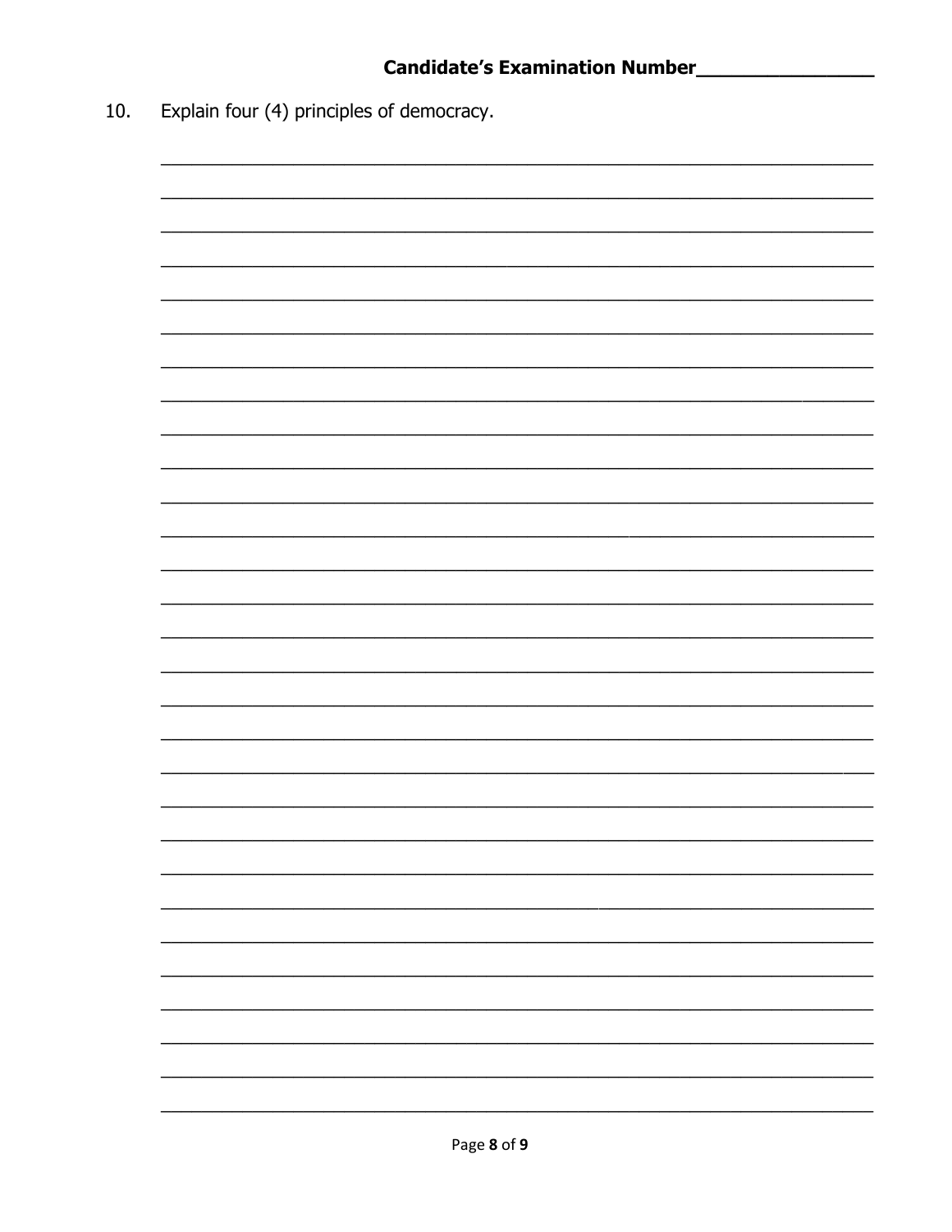**Candidate's Examination Number________________**

10. Explain four (4) principles of democracy.

________________________________________________________________________

________________________________________________________________________

________________________________________________________________________

________________________________________________________________________

________________________________________________________________________

________________________________________________________________________

________________________________________________________________________

________________________________________________________________________

________________________________________________________________________

________________________________________________________________________

________________________________________________________________________

________________________________________________________________________

________________________________________________________________________

________________________________________________________________________

________________________________________________________________________

________________________________________________________________________

________________________________________________________________________

________________________________________________________________________

________________________________________________________________________

________________________________________________________________________

________________________________________________________________________

________________________________________________________________________

________________________________________________________________________

________________________________________________________________________

________________________________________________________________________

________________________________________________________________________

________________________________________________________________________

________________________________________________________________________

________________________________________________________________________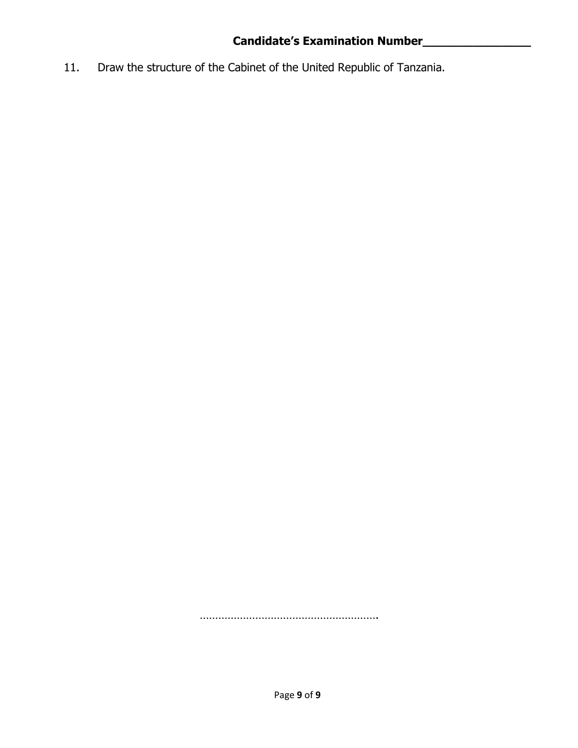**Candidate's Examination Number________________**

11. Draw the structure of the Cabinet of the United Republic of Tanzania.

………………………………………………….